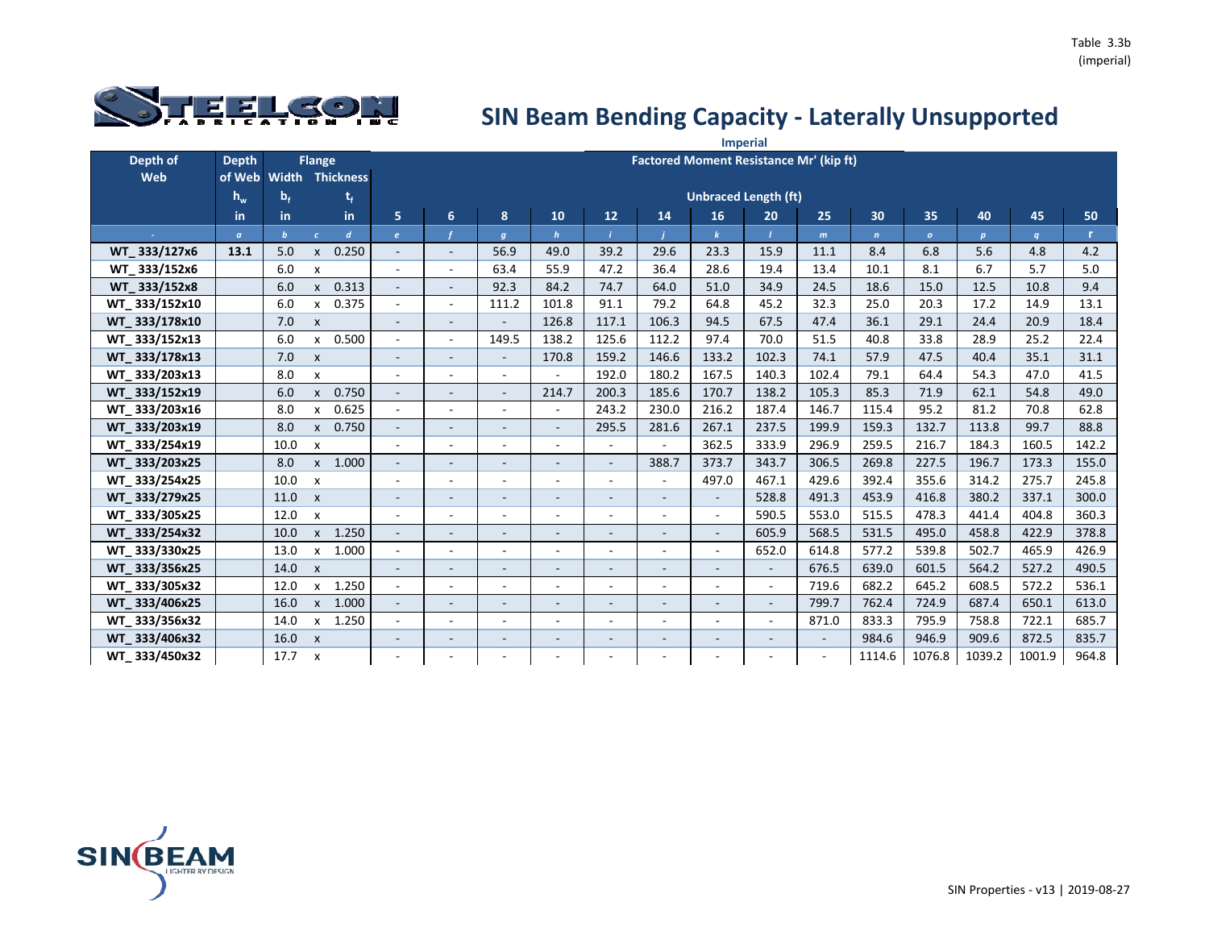# SIN Beam Bending Capacity - Laterally Unsupported

Imperial

| Depth of Web | Depth of Web | Flange Width | | Flange Thickness | Factored Moment Resistance Mr' (kip ft) | | | | | | | | | | | | | |
|---|---|---|---|---|---|---|---|---|---|---|---|---|---|---|---|---|---|---|
| | $h_w$ | $b_f$ | | $t_f$ | Unbraced Length (ft) | | | | | | | | | | | | | |
| | in | in | | in | 5 | 6 | 8 | 10 | 12 | 14 | 16 | 20 | 25 | 30 | 35 | 40 | 45 | 50 |
| - | a | b | c | d | e | f | g | h | i | j | k | l | m | n | o | p | q | r |
| WT_ 333/127x6 | 13.1 | 5.0 | x | 0.250 | - | - | 56.9 | 49.0 | 39.2 | 29.6 | 23.3 | 15.9 | 11.1 | 8.4 | 6.8 | 5.6 | 4.8 | 4.2 |
| WT_ 333/152x6 | | 6.0 | x | | - | - | 63.4 | 55.9 | 47.2 | 36.4 | 28.6 | 19.4 | 13.4 | 10.1 | 8.1 | 6.7 | 5.7 | 5.0 |
| WT_ 333/152x8 | | 6.0 | x | 0.313 | - | - | 92.3 | 84.2 | 74.7 | 64.0 | 51.0 | 34.9 | 24.5 | 18.6 | 15.0 | 12.5 | 10.8 | 9.4 |
| WT_ 333/152x10 | | 6.0 | x | 0.375 | - | - | 111.2 | 101.8 | 91.1 | 79.2 | 64.8 | 45.2 | 32.3 | 25.0 | 20.3 | 17.2 | 14.9 | 13.1 |
| WT_ 333/178x10 | | 7.0 | x | | - | - | - | 126.8 | 117.1 | 106.3 | 94.5 | 67.5 | 47.4 | 36.1 | 29.1 | 24.4 | 20.9 | 18.4 |
| WT_ 333/152x13 | | 6.0 | x | 0.500 | - | - | 149.5 | 138.2 | 125.6 | 112.2 | 97.4 | 70.0 | 51.5 | 40.8 | 33.8 | 28.9 | 25.2 | 22.4 |
| WT_ 333/178x13 | | 7.0 | x | | - | - | - | 170.8 | 159.2 | 146.6 | 133.2 | 102.3 | 74.1 | 57.9 | 47.5 | 40.4 | 35.1 | 31.1 |
| WT_ 333/203x13 | | 8.0 | x | | - | - | - | - | 192.0 | 180.2 | 167.5 | 140.3 | 102.4 | 79.1 | 64.4 | 54.3 | 47.0 | 41.5 |
| WT_ 333/152x19 | | 6.0 | x | 0.750 | - | - | - | 214.7 | 200.3 | 185.6 | 170.7 | 138.2 | 105.3 | 85.3 | 71.9 | 62.1 | 54.8 | 49.0 |
| WT_ 333/203x16 | | 8.0 | x | 0.625 | - | - | - | - | 243.2 | 230.0 | 216.2 | 187.4 | 146.7 | 115.4 | 95.2 | 81.2 | 70.8 | 62.8 |
| WT_ 333/203x19 | | 8.0 | x | 0.750 | - | - | - | - | 295.5 | 281.6 | 267.1 | 237.5 | 199.9 | 159.3 | 132.7 | 113.8 | 99.7 | 88.8 |
| WT_ 333/254x19 | | 10.0 | x | | - | - | - | - | - | - | 362.5 | 333.9 | 296.9 | 259.5 | 216.7 | 184.3 | 160.5 | 142.2 |
| WT_ 333/203x25 | | 8.0 | x | 1.000 | - | - | - | - | - | 388.7 | 373.7 | 343.7 | 306.5 | 269.8 | 227.5 | 196.7 | 173.3 | 155.0 |
| WT_ 333/254x25 | | 10.0 | x | | - | - | - | - | - | - | 497.0 | 467.1 | 429.6 | 392.4 | 355.6 | 314.2 | 275.7 | 245.8 |
| WT_ 333/279x25 | | 11.0 | x | | - | - | - | - | - | - | - | 528.8 | 491.3 | 453.9 | 416.8 | 380.2 | 337.1 | 300.0 |
| WT_ 333/305x25 | | 12.0 | x | | - | - | - | - | - | - | - | 590.5 | 553.0 | 515.5 | 478.3 | 441.4 | 404.8 | 360.3 |
| WT_ 333/254x32 | | 10.0 | x | 1.250 | - | - | - | - | - | - | - | 605.9 | 568.5 | 531.5 | 495.0 | 458.8 | 422.9 | 378.8 |
| WT_ 333/330x25 | | 13.0 | x | 1.000 | - | - | - | - | - | - | - | 652.0 | 614.8 | 577.2 | 539.8 | 502.7 | 465.9 | 426.9 |
| WT_ 333/356x25 | | 14.0 | x | | - | - | - | - | - | - | - | - | 676.5 | 639.0 | 601.5 | 564.2 | 527.2 | 490.5 |
| WT_ 333/305x32 | | 12.0 | x | 1.250 | - | - | - | - | - | - | - | - | 719.6 | 682.2 | 645.2 | 608.5 | 572.2 | 536.1 |
| WT_ 333/406x25 | | 16.0 | x | 1.000 | - | - | - | - | - | - | - | - | 799.7 | 762.4 | 724.9 | 687.4 | 650.1 | 613.0 |
| WT_ 333/356x32 | | 14.0 | x | 1.250 | - | - | - | - | - | - | - | - | 871.0 | 833.3 | 795.9 | 758.8 | 722.1 | 685.7 |
| WT_ 333/406x32 | | 16.0 | x | | - | - | - | - | - | - | - | - | - | 984.6 | 946.9 | 909.6 | 872.5 | 835.7 |
| WT_ 333/450x32 | | 17.7 | x | | - | - | - | - | - | - | - | - | - | 1114.6 | 1076.8 | 1039.2 | 1001.9 | 964.8 |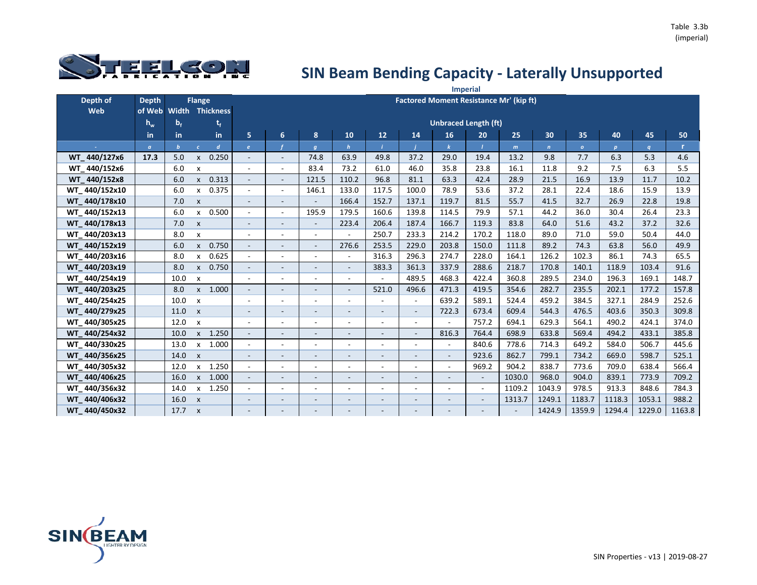Table 3.3b
(imperial)

# SIN Beam Bending Capacity - Laterally Unsupported

Imperial

| Depth of Web | Depth of Web | Flange Width | | Flange Thickness | Factored Moment Resistance Mr' (kip ft) | | | | | | | | | | | | | |
|---|---|---|---|---|---|---|---|---|---|---|---|---|---|---|---|---|---|---|
| | $h_w$ | $b_f$ | | $t_f$ | Unbraced Length (ft) | | | | | | | | | | | | | |
| | in | in | | in | 5 | 6 | 8 | 10 | 12 | 14 | 16 | 20 | 25 | 30 | 35 | 40 | 45 | 50 |
| - | a | b | c | d | e | f | g | h | i | j | k | l | m | n | o | p | q | r |
| WT_440/127x6 | 17.3 | 5.0 | x | 0.250 | - | - | 74.8 | 63.9 | 49.8 | 37.2 | 29.0 | 19.4 | 13.2 | 9.8 | 7.7 | 6.3 | 5.3 | 4.6 |
| WT_440/152x6 | | 6.0 | x | | - | - | 83.4 | 73.2 | 61.0 | 46.0 | 35.8 | 23.8 | 16.1 | 11.8 | 9.2 | 7.5 | 6.3 | 5.5 |
| WT_440/152x8 | | 6.0 | x | 0.313 | - | - | 121.5 | 110.2 | 96.8 | 81.1 | 63.3 | 42.4 | 28.9 | 21.5 | 16.9 | 13.9 | 11.7 | 10.2 |
| WT_440/152x10 | | 6.0 | x | 0.375 | - | - | 146.1 | 133.0 | 117.5 | 100.0 | 78.9 | 53.6 | 37.2 | 28.1 | 22.4 | 18.6 | 15.9 | 13.9 |
| WT_440/178x10 | | 7.0 | x | | - | - | - | 166.4 | 152.7 | 137.1 | 119.7 | 81.5 | 55.7 | 41.5 | 32.7 | 26.9 | 22.8 | 19.8 |
| WT_440/152x13 | | 6.0 | x | 0.500 | - | - | 195.9 | 179.5 | 160.6 | 139.8 | 114.5 | 79.9 | 57.1 | 44.2 | 36.0 | 30.4 | 26.4 | 23.3 |
| WT_440/178x13 | | 7.0 | x | | - | - | - | 223.4 | 206.4 | 187.4 | 166.7 | 119.3 | 83.8 | 64.0 | 51.6 | 43.2 | 37.2 | 32.6 |
| WT_440/203x13 | | 8.0 | x | | - | - | - | - | 250.7 | 233.3 | 214.2 | 170.2 | 118.0 | 89.0 | 71.0 | 59.0 | 50.4 | 44.0 |
| WT_440/152x19 | | 6.0 | x | 0.750 | - | - | - | 276.6 | 253.5 | 229.0 | 203.8 | 150.0 | 111.8 | 89.2 | 74.3 | 63.8 | 56.0 | 49.9 |
| WT_440/203x16 | | 8.0 | x | 0.625 | - | - | - | - | 316.3 | 296.3 | 274.7 | 228.0 | 164.1 | 126.2 | 102.3 | 86.1 | 74.3 | 65.5 |
| WT_440/203x19 | | 8.0 | x | 0.750 | - | - | - | - | 383.3 | 361.3 | 337.9 | 288.6 | 218.7 | 170.8 | 140.1 | 118.9 | 103.4 | 91.6 |
| WT_440/254x19 | | 10.0 | x | | - | - | - | - | - | 489.5 | 468.3 | 422.4 | 360.8 | 289.5 | 234.0 | 196.3 | 169.1 | 148.7 |
| WT_440/203x25 | | 8.0 | x | 1.000 | - | - | - | - | 521.0 | 496.6 | 471.3 | 419.5 | 354.6 | 282.7 | 235.5 | 202.1 | 177.2 | 157.8 |
| WT_440/254x25 | | 10.0 | x | | - | - | - | - | - | - | 639.2 | 589.1 | 524.4 | 459.2 | 384.5 | 327.1 | 284.9 | 252.6 |
| WT_440/279x25 | | 11.0 | x | | - | - | - | - | - | - | 722.3 | 673.4 | 609.4 | 544.3 | 476.5 | 403.6 | 350.3 | 309.8 |
| WT_440/305x25 | | 12.0 | x | | - | - | - | - | - | - | - | 757.2 | 694.1 | 629.3 | 564.1 | 490.2 | 424.1 | 374.0 |
| WT_440/254x32 | | 10.0 | x | 1.250 | - | - | - | - | - | - | 816.3 | 764.4 | 698.9 | 633.8 | 569.4 | 494.2 | 433.1 | 385.8 |
| WT_440/330x25 | | 13.0 | x | 1.000 | - | - | - | - | - | - | - | 840.6 | 778.6 | 714.3 | 649.2 | 584.0 | 506.7 | 445.6 |
| WT_440/356x25 | | 14.0 | x | | - | - | - | - | - | - | - | 923.6 | 862.7 | 799.1 | 734.2 | 669.0 | 598.7 | 525.1 |
| WT_440/305x32 | | 12.0 | x | 1.250 | - | - | - | - | - | - | - | 969.2 | 904.2 | 838.7 | 773.6 | 709.0 | 638.4 | 566.4 |
| WT_440/406x25 | | 16.0 | x | 1.000 | - | - | - | - | - | - | - | - | 1030.0 | 968.0 | 904.0 | 839.1 | 773.9 | 709.2 |
| WT_440/356x32 | | 14.0 | x | 1.250 | - | - | - | - | - | - | - | - | 1109.2 | 1043.9 | 978.5 | 913.3 | 848.6 | 784.3 |
| WT_440/406x32 | | 16.0 | x | | - | - | - | - | - | - | - | - | 1313.7 | 1249.1 | 1183.7 | 1118.3 | 1053.1 | 988.2 |
| WT_440/450x32 | | 17.7 | x | | - | - | - | - | - | - | - | - | - | 1424.9 | 1359.9 | 1294.4 | 1229.0 | 1163.8 |

SIN Properties - v13 | 2019-08-27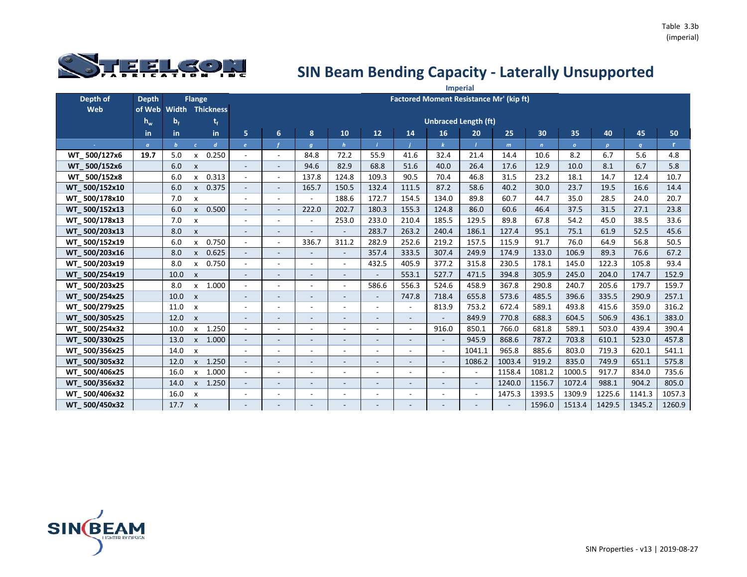Table 3.3b
(imperial)

# SIN Beam Bending Capacity - Laterally Unsupported

Imperial

| Depth of Web | Depth of Web | Flange Width | | Flange Thickness | Factored Moment Resistance Mr' (kip ft) | | | | | | | | | | | | | |
|---|---|---|---|---|---|---|---|---|---|---|---|---|---|---|---|---|---|---|
| | $h_w$ | $b_f$ | | $t_f$ | Unbraced Length (ft) | | | | | | | | | | | | | |
| | in | in | | in | 5 | 6 | 8 | 10 | 12 | 14 | 16 | 20 | 25 | 30 | 35 | 40 | 45 | 50 |
| - | a | b | c | d | e | f | g | h | i | j | k | l | m | n | o | p | q | r |
| WT_ 500/127x6 | 19.7 | 5.0 | x | 0.250 | - | - | 84.8 | 72.2 | 55.9 | 41.6 | 32.4 | 21.4 | 14.4 | 10.6 | 8.2 | 6.7 | 5.6 | 4.8 |
| WT_ 500/152x6 | | 6.0 | x | | - | - | 94.6 | 82.9 | 68.8 | 51.6 | 40.0 | 26.4 | 17.6 | 12.9 | 10.0 | 8.1 | 6.7 | 5.8 |
| WT_ 500/152x8 | | 6.0 | x | 0.313 | - | - | 137.8 | 124.8 | 109.3 | 90.5 | 70.4 | 46.8 | 31.5 | 23.2 | 18.1 | 14.7 | 12.4 | 10.7 |
| WT_ 500/152x10 | | 6.0 | x | 0.375 | - | - | 165.7 | 150.5 | 132.4 | 111.5 | 87.2 | 58.6 | 40.2 | 30.0 | 23.7 | 19.5 | 16.6 | 14.4 |
| WT_ 500/178x10 | | 7.0 | x | | - | - | - | 188.6 | 172.7 | 154.5 | 134.0 | 89.8 | 60.7 | 44.7 | 35.0 | 28.5 | 24.0 | 20.7 |
| WT_ 500/152x13 | | 6.0 | x | 0.500 | - | - | 222.0 | 202.7 | 180.3 | 155.3 | 124.8 | 86.0 | 60.6 | 46.4 | 37.5 | 31.5 | 27.1 | 23.8 |
| WT_ 500/178x13 | | 7.0 | x | | - | - | - | 253.0 | 233.0 | 210.4 | 185.5 | 129.5 | 89.8 | 67.8 | 54.2 | 45.0 | 38.5 | 33.6 |
| WT_ 500/203x13 | | 8.0 | x | | - | - | - | - | 283.7 | 263.2 | 240.4 | 186.1 | 127.4 | 95.1 | 75.1 | 61.9 | 52.5 | 45.6 |
| WT_ 500/152x19 | | 6.0 | x | 0.750 | - | - | 336.7 | 311.2 | 282.9 | 252.6 | 219.2 | 157.5 | 115.9 | 91.7 | 76.0 | 64.9 | 56.8 | 50.5 |
| WT_ 500/203x16 | | 8.0 | x | 0.625 | - | - | - | - | 357.4 | 333.5 | 307.4 | 249.9 | 174.9 | 133.0 | 106.9 | 89.3 | 76.6 | 67.2 |
| WT_ 500/203x19 | | 8.0 | x | 0.750 | - | - | - | - | 432.5 | 405.9 | 377.2 | 315.8 | 230.5 | 178.1 | 145.0 | 122.3 | 105.8 | 93.4 |
| WT_ 500/254x19 | | 10.0 | x | | - | - | - | - | - | 553.1 | 527.7 | 471.5 | 394.8 | 305.9 | 245.0 | 204.0 | 174.7 | 152.9 |
| WT_ 500/203x25 | | 8.0 | x | 1.000 | - | - | - | - | 586.6 | 556.3 | 524.6 | 458.9 | 367.8 | 290.8 | 240.7 | 205.6 | 179.7 | 159.7 |
| WT_ 500/254x25 | | 10.0 | x | | - | - | - | - | - | 747.8 | 718.4 | 655.8 | 573.6 | 485.5 | 396.6 | 335.5 | 290.9 | 257.1 |
| WT_ 500/279x25 | | 11.0 | x | | - | - | - | - | - | - | 813.9 | 753.2 | 672.4 | 589.1 | 493.8 | 415.6 | 359.0 | 316.2 |
| WT_ 500/305x25 | | 12.0 | x | | - | - | - | - | - | - | - | 849.9 | 770.8 | 688.3 | 604.5 | 506.9 | 436.1 | 383.0 |
| WT_ 500/254x32 | | 10.0 | x | 1.250 | - | - | - | - | - | - | 916.0 | 850.1 | 766.0 | 681.8 | 589.1 | 503.0 | 439.4 | 390.4 |
| WT_ 500/330x25 | | 13.0 | x | 1.000 | - | - | - | - | - | - | - | 945.9 | 868.6 | 787.2 | 703.8 | 610.1 | 523.0 | 457.8 |
| WT_ 500/356x25 | | 14.0 | x | | - | - | - | - | - | - | - | 1041.1 | 965.8 | 885.6 | 803.0 | 719.3 | 620.1 | 541.1 |
| WT_ 500/305x32 | | 12.0 | x | 1.250 | - | - | - | - | - | - | - | 1086.2 | 1003.4 | 919.2 | 835.0 | 749.9 | 651.1 | 575.8 |
| WT_ 500/406x25 | | 16.0 | x | 1.000 | - | - | - | - | - | - | - | - | 1158.4 | 1081.2 | 1000.5 | 917.7 | 834.0 | 735.6 |
| WT_ 500/356x32 | | 14.0 | x | 1.250 | - | - | - | - | - | - | - | - | 1240.0 | 1156.7 | 1072.4 | 988.1 | 904.2 | 805.0 |
| WT_ 500/406x32 | | 16.0 | x | | - | - | - | - | - | - | - | - | 1475.3 | 1393.5 | 1309.9 | 1225.6 | 1141.3 | 1057.3 |
| WT_ 500/450x32 | | 17.7 | x | | - | - | - | - | - | - | - | - | - | 1596.0 | 1513.4 | 1429.5 | 1345.2 | 1260.9 |

SIN Properties - v13 | 2019-08-27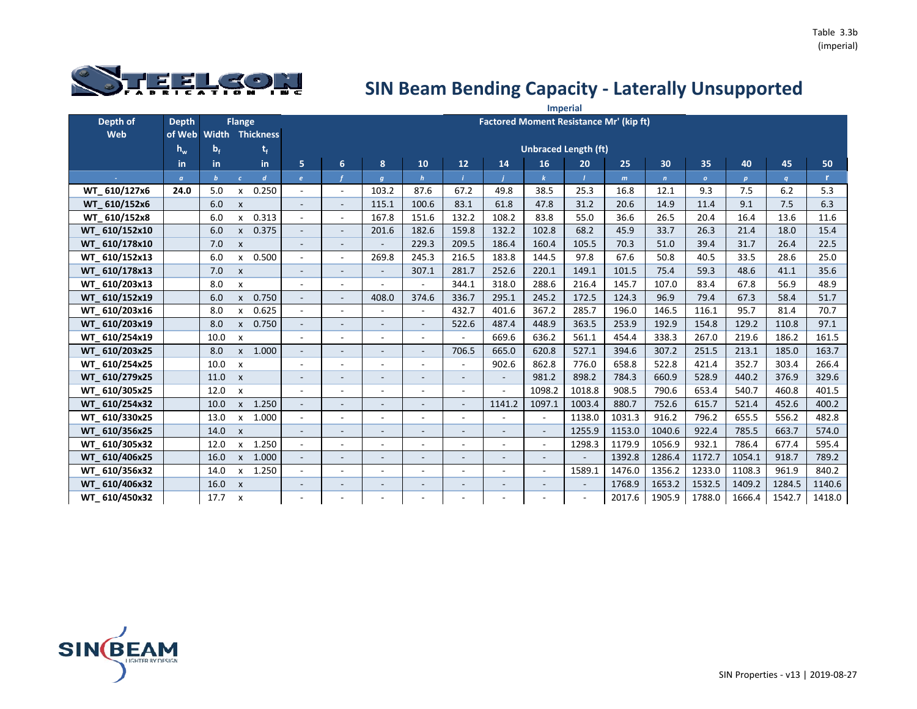Table 3.3b
(imperial)

# SIN Beam Bending Capacity - Laterally Unsupported

Imperial

| Depth of Web | Depth of Web | Flange Width | | Flange Thickness | Factored Moment Resistance Mr' (kip ft) | | | | | | | | | | | | | |
|---|---|---|---|---|---|---|---|---|---|---|---|---|---|---|---|---|---|---|
| | $h_w$ | $b_f$ | | $t_f$ | Unbraced Length (ft) | | | | | | | | | | | | | |
| | in | in | | in | 5 | 6 | 8 | 10 | 12 | 14 | 16 | 20 | 25 | 30 | 35 | 40 | 45 | 50 |
| - | a | b | c | d | e | f | g | h | i | j | k | l | m | n | o | p | q | r |
| WT_ 610/127x6 | 24.0 | 5.0 | x | 0.250 | - | - | 103.2 | 87.6 | 67.2 | 49.8 | 38.5 | 25.3 | 16.8 | 12.1 | 9.3 | 7.5 | 6.2 | 5.3 |
| WT_ 610/152x6 | | 6.0 | x | | - | - | 115.1 | 100.6 | 83.1 | 61.8 | 47.8 | 31.2 | 20.6 | 14.9 | 11.4 | 9.1 | 7.5 | 6.3 |
| WT_ 610/152x8 | | 6.0 | x | 0.313 | - | - | 167.8 | 151.6 | 132.2 | 108.2 | 83.8 | 55.0 | 36.6 | 26.5 | 20.4 | 16.4 | 13.6 | 11.6 |
| WT_ 610/152x10 | | 6.0 | x | 0.375 | - | - | 201.6 | 182.6 | 159.8 | 132.2 | 102.8 | 68.2 | 45.9 | 33.7 | 26.3 | 21.4 | 18.0 | 15.4 |
| WT_ 610/178x10 | | 7.0 | x | | - | - | - | 229.3 | 209.5 | 186.4 | 160.4 | 105.5 | 70.3 | 51.0 | 39.4 | 31.7 | 26.4 | 22.5 |
| WT_ 610/152x13 | | 6.0 | x | 0.500 | - | - | 269.8 | 245.3 | 216.5 | 183.8 | 144.5 | 97.8 | 67.6 | 50.8 | 40.5 | 33.5 | 28.6 | 25.0 |
| WT_ 610/178x13 | | 7.0 | x | | - | - | - | 307.1 | 281.7 | 252.6 | 220.1 | 149.1 | 101.5 | 75.4 | 59.3 | 48.6 | 41.1 | 35.6 |
| WT_ 610/203x13 | | 8.0 | x | | - | - | - | - | 344.1 | 318.0 | 288.6 | 216.4 | 145.7 | 107.0 | 83.4 | 67.8 | 56.9 | 48.9 |
| WT_ 610/152x19 | | 6.0 | x | 0.750 | - | - | 408.0 | 374.6 | 336.7 | 295.1 | 245.2 | 172.5 | 124.3 | 96.9 | 79.4 | 67.3 | 58.4 | 51.7 |
| WT_ 610/203x16 | | 8.0 | x | 0.625 | - | - | - | - | 432.7 | 401.6 | 367.2 | 285.7 | 196.0 | 146.5 | 116.1 | 95.7 | 81.4 | 70.7 |
| WT_ 610/203x19 | | 8.0 | x | 0.750 | - | - | - | - | 522.6 | 487.4 | 448.9 | 363.5 | 253.9 | 192.9 | 154.8 | 129.2 | 110.8 | 97.1 |
| WT_ 610/254x19 | | 10.0 | x | | - | - | - | - | - | 669.6 | 636.2 | 561.1 | 454.4 | 338.3 | 267.0 | 219.6 | 186.2 | 161.5 |
| WT_ 610/203x25 | | 8.0 | x | 1.000 | - | - | - | - | 706.5 | 665.0 | 620.8 | 527.1 | 394.6 | 307.2 | 251.5 | 213.1 | 185.0 | 163.7 |
| WT_ 610/254x25 | | 10.0 | x | | - | - | - | - | - | 902.6 | 862.8 | 776.0 | 658.8 | 522.8 | 421.4 | 352.7 | 303.4 | 266.4 |
| WT_ 610/279x25 | | 11.0 | x | | - | - | - | - | - | - | 981.2 | 898.2 | 784.3 | 660.9 | 528.9 | 440.2 | 376.9 | 329.6 |
| WT_ 610/305x25 | | 12.0 | x | | - | - | - | - | - | - | 1098.2 | 1018.8 | 908.5 | 790.6 | 653.4 | 540.7 | 460.8 | 401.5 |
| WT_ 610/254x32 | | 10.0 | x | 1.250 | - | - | - | - | - | 1141.2 | 1097.1 | 1003.4 | 880.7 | 752.6 | 615.7 | 521.4 | 452.6 | 400.2 |
| WT_ 610/330x25 | | 13.0 | x | 1.000 | - | - | - | - | - | - | - | 1138.0 | 1031.3 | 916.2 | 796.2 | 655.5 | 556.2 | 482.8 |
| WT_ 610/356x25 | | 14.0 | x | | - | - | - | - | - | - | - | 1255.9 | 1153.0 | 1040.6 | 922.4 | 785.5 | 663.7 | 574.0 |
| WT_ 610/305x32 | | 12.0 | x | 1.250 | - | - | - | - | - | - | - | 1298.3 | 1179.9 | 1056.9 | 932.1 | 786.4 | 677.4 | 595.4 |
| WT_ 610/406x25 | | 16.0 | x | 1.000 | - | - | - | - | - | - | - | - | 1392.8 | 1286.4 | 1172.7 | 1054.1 | 918.7 | 789.2 |
| WT_ 610/356x32 | | 14.0 | x | 1.250 | - | - | - | - | - | - | - | 1589.1 | 1476.0 | 1356.2 | 1233.0 | 1108.3 | 961.9 | 840.2 |
| WT_ 610/406x32 | | 16.0 | x | | - | - | - | - | - | - | - | - | 1768.9 | 1653.2 | 1532.5 | 1409.2 | 1284.5 | 1140.6 |
| WT_ 610/450x32 | | 17.7 | x | | - | - | - | - | - | - | - | - | 2017.6 | 1905.9 | 1788.0 | 1666.4 | 1542.7 | 1418.0 |

SIN Properties - v13 | 2019-08-27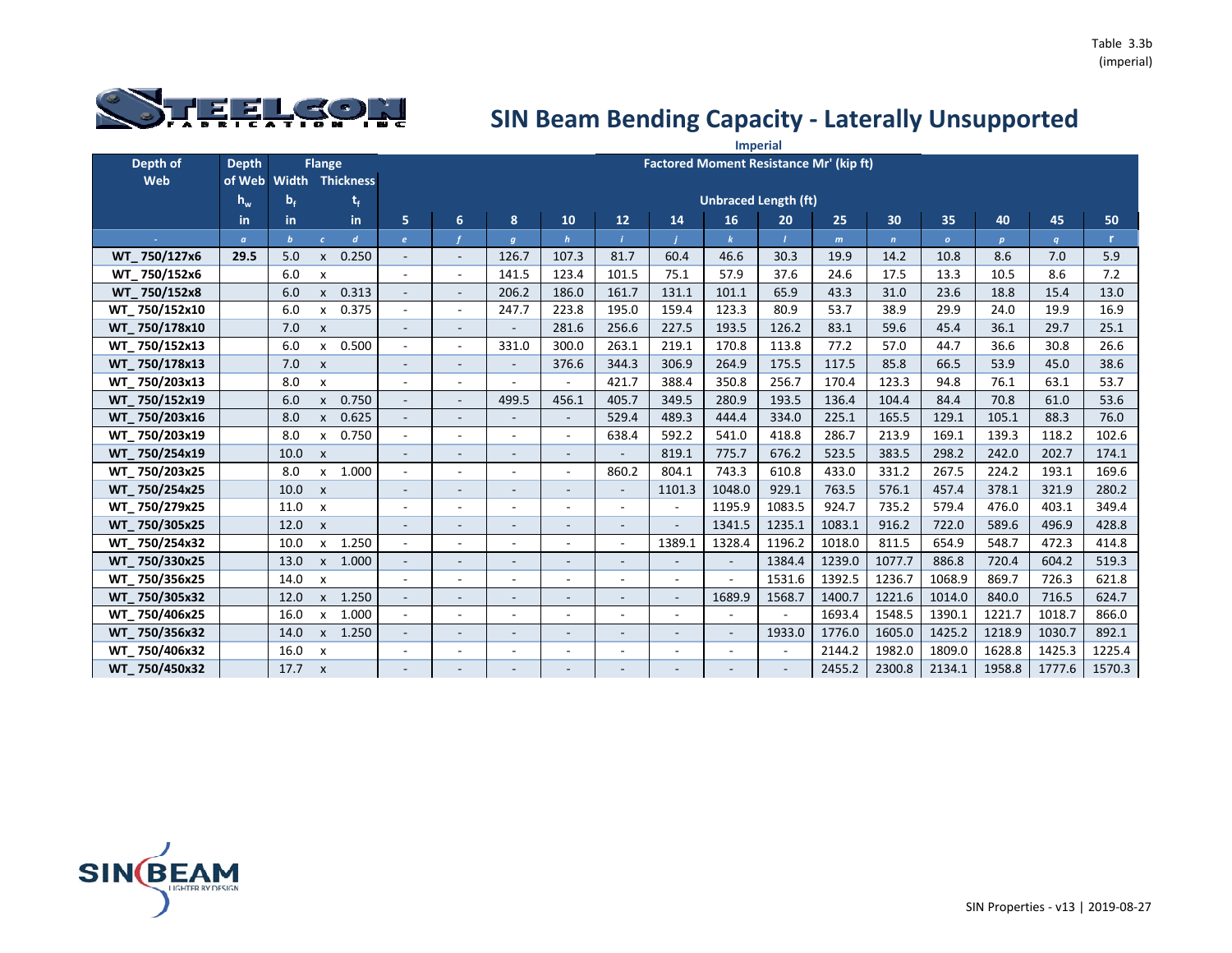Table 3.3b
(imperial)

# SIN Beam Bending Capacity - Laterally Unsupported

Imperial

| Depth of Web | Depth of Web | Flange | | | Factored Moment Resistance Mr' (kip ft) | | | | | | | | | | | | | |
|---|---|---|---|---|---|---|---|---|---|---|---|---|---|---|---|---|---|---|
| | $h_w$ | $b_f$ | | $t_f$ | Unbraced Length (ft) | | | | | | | | | | | | | |
| | in | in | | in | 5 | 6 | 8 | 10 | 12 | 14 | 16 | 20 | 25 | 30 | 35 | 40 | 45 | 50 |
| - | a | b | c | d | e | f | g | h | i | j | k | l | m | n | o | p | q | r |
| WT_750/127x6 | 29.5 | 5.0 | x | 0.250 | - | - | 126.7 | 107.3 | 81.7 | 60.4 | 46.6 | 30.3 | 19.9 | 14.2 | 10.8 | 8.6 | 7.0 | 5.9 |
| WT_750/152x6 | | 6.0 | x | | - | - | 141.5 | 123.4 | 101.5 | 75.1 | 57.9 | 37.6 | 24.6 | 17.5 | 13.3 | 10.5 | 8.6 | 7.2 |
| WT_750/152x8 | | 6.0 | x | 0.313 | - | - | 206.2 | 186.0 | 161.7 | 131.1 | 101.1 | 65.9 | 43.3 | 31.0 | 23.6 | 18.8 | 15.4 | 13.0 |
| WT_750/152x10 | | 6.0 | x | 0.375 | - | - | 247.7 | 223.8 | 195.0 | 159.4 | 123.3 | 80.9 | 53.7 | 38.9 | 29.9 | 24.0 | 19.9 | 16.9 |
| WT_750/178x10 | | 7.0 | x | | - | - | - | 281.6 | 256.6 | 227.5 | 193.5 | 126.2 | 83.1 | 59.6 | 45.4 | 36.1 | 29.7 | 25.1 |
| WT_750/152x13 | | 6.0 | x | 0.500 | - | - | 331.0 | 300.0 | 263.1 | 219.1 | 170.8 | 113.8 | 77.2 | 57.0 | 44.7 | 36.6 | 30.8 | 26.6 |
| WT_750/178x13 | | 7.0 | x | | - | - | - | 376.6 | 344.3 | 306.9 | 264.9 | 175.5 | 117.5 | 85.8 | 66.5 | 53.9 | 45.0 | 38.6 |
| WT_750/203x13 | | 8.0 | x | | - | - | - | - | 421.7 | 388.4 | 350.8 | 256.7 | 170.4 | 123.3 | 94.8 | 76.1 | 63.1 | 53.7 |
| WT_750/152x19 | | 6.0 | x | 0.750 | - | - | 499.5 | 456.1 | 405.7 | 349.5 | 280.9 | 193.5 | 136.4 | 104.4 | 84.4 | 70.8 | 61.0 | 53.6 |
| WT_750/203x16 | | 8.0 | x | 0.625 | - | - | - | - | 529.4 | 489.3 | 444.4 | 334.0 | 225.1 | 165.5 | 129.1 | 105.1 | 88.3 | 76.0 |
| WT_750/203x19 | | 8.0 | x | 0.750 | - | - | - | - | 638.4 | 592.2 | 541.0 | 418.8 | 286.7 | 213.9 | 169.1 | 139.3 | 118.2 | 102.6 |
| WT_750/254x19 | | 10.0 | x | | - | - | - | - | - | 819.1 | 775.7 | 676.2 | 523.5 | 383.5 | 298.2 | 242.0 | 202.7 | 174.1 |
| WT_750/203x25 | | 8.0 | x | 1.000 | - | - | - | - | 860.2 | 804.1 | 743.3 | 610.8 | 433.0 | 331.2 | 267.5 | 224.2 | 193.1 | 169.6 |
| WT_750/254x25 | | 10.0 | x | | - | - | - | - | - | 1101.3 | 1048.0 | 929.1 | 763.5 | 576.1 | 457.4 | 378.1 | 321.9 | 280.2 |
| WT_750/279x25 | | 11.0 | x | | - | - | - | - | - | - | 1195.9 | 1083.5 | 924.7 | 735.2 | 579.4 | 476.0 | 403.1 | 349.4 |
| WT_750/305x25 | | 12.0 | x | | - | - | - | - | - | - | 1341.5 | 1235.1 | 1083.1 | 916.2 | 722.0 | 589.6 | 496.9 | 428.8 |
| WT_750/254x32 | | 10.0 | x | 1.250 | - | - | - | - | - | 1389.1 | 1328.4 | 1196.2 | 1018.0 | 811.5 | 654.9 | 548.7 | 472.3 | 414.8 |
| WT_750/330x25 | | 13.0 | x | 1.000 | - | - | - | - | - | - | - | 1384.4 | 1239.0 | 1077.7 | 886.8 | 720.4 | 604.2 | 519.3 |
| WT_750/356x25 | | 14.0 | x | | - | - | - | - | - | - | - | 1531.6 | 1392.5 | 1236.7 | 1068.9 | 869.7 | 726.3 | 621.8 |
| WT_750/305x32 | | 12.0 | x | 1.250 | - | - | - | - | - | - | 1689.9 | 1568.7 | 1400.7 | 1221.6 | 1014.0 | 840.0 | 716.5 | 624.7 |
| WT_750/406x25 | | 16.0 | x | 1.000 | - | - | - | - | - | - | - | - | 1693.4 | 1548.5 | 1390.1 | 1221.7 | 1018.7 | 866.0 |
| WT_750/356x32 | | 14.0 | x | 1.250 | - | - | - | - | - | - | - | 1933.0 | 1776.0 | 1605.0 | 1425.2 | 1218.9 | 1030.7 | 892.1 |
| WT_750/406x32 | | 16.0 | x | | - | - | - | - | - | - | - | - | 2144.2 | 1982.0 | 1809.0 | 1628.8 | 1425.3 | 1225.4 |
| WT_750/450x32 | | 17.7 | x | | - | - | - | - | - | - | - | - | 2455.2 | 2300.8 | 2134.1 | 1958.8 | 1777.6 | 1570.3 |

SIN Properties - v13 | 2019-08-27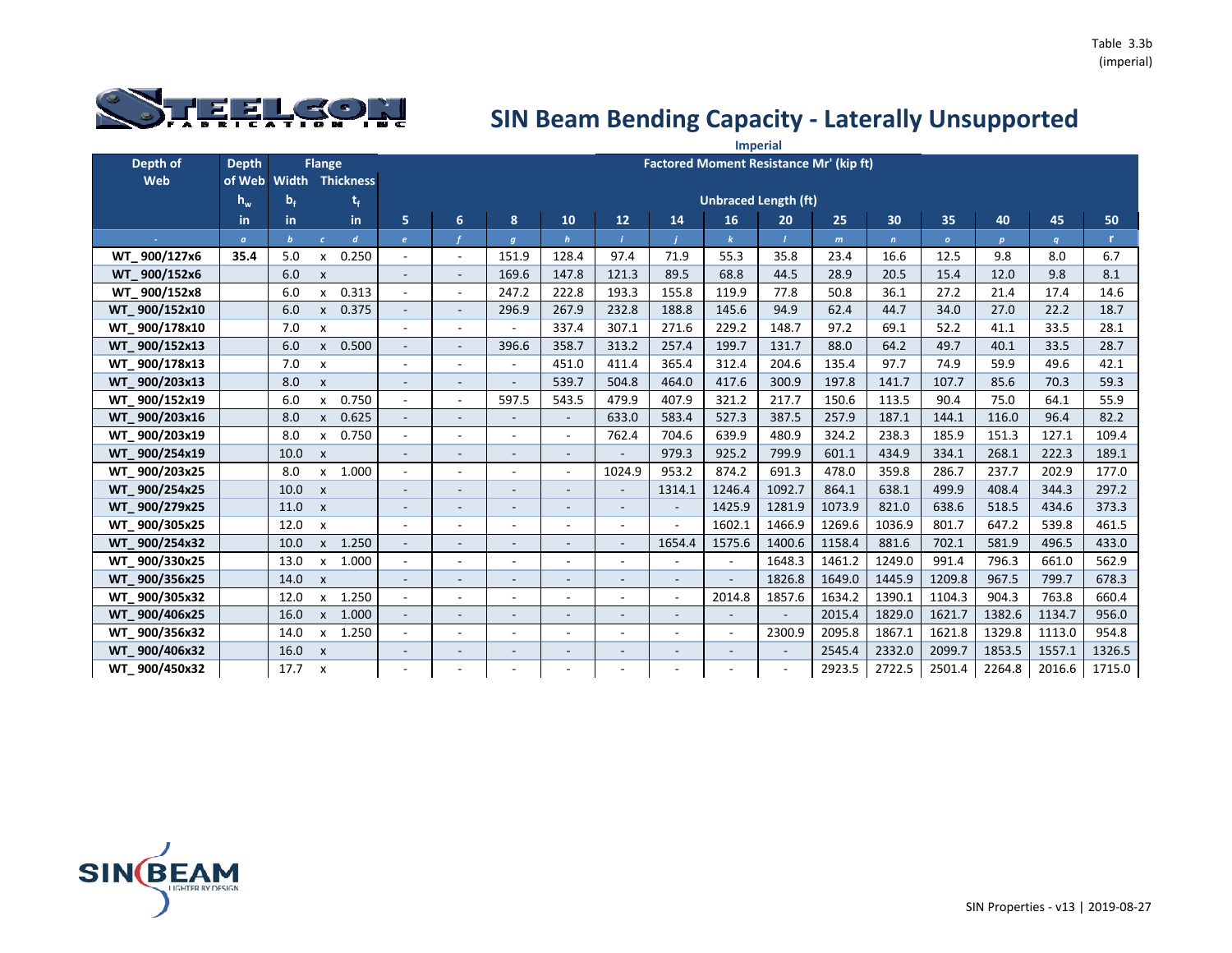Table 3.3b
(imperial)

## SIN Beam Bending Capacity - Laterally Unsupported

Imperial

| Depth of Web | Depth of Web | Flange Width | | Flange Thickness | Factored Moment Resistance Mr' (kip ft) | | | | | | | | | | | | | |
|---|---|---|---|---|---|---|---|---|---|---|---|---|---|---|---|---|---|---|
| | $h_w$ | $b_f$ | | $t_f$ | Unbraced Length (ft) | | | | | | | | | | | | | |
| | in | in | | in | 5 | 6 | 8 | 10 | 12 | 14 | 16 | 20 | 25 | 30 | 35 | 40 | 45 | 50 |
| - | a | b | c | d | e | f | g | h | i | j | k | l | m | n | o | p | q | r |
| WT_900/127x6 | 35.4 | 5.0 | x | 0.250 | - | - | 151.9 | 128.4 | 97.4 | 71.9 | 55.3 | 35.8 | 23.4 | 16.6 | 12.5 | 9.8 | 8.0 | 6.7 |
| WT_900/152x6 | | 6.0 | x | | - | - | 169.6 | 147.8 | 121.3 | 89.5 | 68.8 | 44.5 | 28.9 | 20.5 | 15.4 | 12.0 | 9.8 | 8.1 |
| WT_900/152x8 | | 6.0 | x | 0.313 | - | - | 247.2 | 222.8 | 193.3 | 155.8 | 119.9 | 77.8 | 50.8 | 36.1 | 27.2 | 21.4 | 17.4 | 14.6 |
| WT_900/152x10 | | 6.0 | x | 0.375 | - | - | 296.9 | 267.9 | 232.8 | 188.8 | 145.6 | 94.9 | 62.4 | 44.7 | 34.0 | 27.0 | 22.2 | 18.7 |
| WT_900/178x10 | | 7.0 | x | | - | - | - | 337.4 | 307.1 | 271.6 | 229.2 | 148.7 | 97.2 | 69.1 | 52.2 | 41.1 | 33.5 | 28.1 |
| WT_900/152x13 | | 6.0 | x | 0.500 | - | - | 396.6 | 358.7 | 313.2 | 257.4 | 199.7 | 131.7 | 88.0 | 64.2 | 49.7 | 40.1 | 33.5 | 28.7 |
| WT_900/178x13 | | 7.0 | x | | - | - | - | 451.0 | 411.4 | 365.4 | 312.4 | 204.6 | 135.4 | 97.7 | 74.9 | 59.9 | 49.6 | 42.1 |
| WT_900/203x13 | | 8.0 | x | | - | - | - | 539.7 | 504.8 | 464.0 | 417.6 | 300.9 | 197.8 | 141.7 | 107.7 | 85.6 | 70.3 | 59.3 |
| WT_900/152x19 | | 6.0 | x | 0.750 | - | - | 597.5 | 543.5 | 479.9 | 407.9 | 321.2 | 217.7 | 150.6 | 113.5 | 90.4 | 75.0 | 64.1 | 55.9 |
| WT_900/203x16 | | 8.0 | x | 0.625 | - | - | - | - | 633.0 | 583.4 | 527.3 | 387.5 | 257.9 | 187.1 | 144.1 | 116.0 | 96.4 | 82.2 |
| WT_900/203x19 | | 8.0 | x | 0.750 | - | - | - | - | 762.4 | 704.6 | 639.9 | 480.9 | 324.2 | 238.3 | 185.9 | 151.3 | 127.1 | 109.4 |
| WT_900/254x19 | | 10.0 | x | | - | - | - | - | - | 979.3 | 925.2 | 799.9 | 601.1 | 434.9 | 334.1 | 268.1 | 222.3 | 189.1 |
| WT_900/203x25 | | 8.0 | x | 1.000 | - | - | - | - | 1024.9 | 953.2 | 874.2 | 691.3 | 478.0 | 359.8 | 286.7 | 237.7 | 202.9 | 177.0 |
| WT_900/254x25 | | 10.0 | x | | - | - | - | - | - | 1314.1 | 1246.4 | 1092.7 | 864.1 | 638.1 | 499.9 | 408.4 | 344.3 | 297.2 |
| WT_900/279x25 | | 11.0 | x | | - | - | - | - | - | - | 1425.9 | 1281.9 | 1073.9 | 821.0 | 638.6 | 518.5 | 434.6 | 373.3 |
| WT_900/305x25 | | 12.0 | x | | - | - | - | - | - | - | 1602.1 | 1466.9 | 1269.6 | 1036.9 | 801.7 | 647.2 | 539.8 | 461.5 |
| WT_900/254x32 | | 10.0 | x | 1.250 | - | - | - | - | - | 1654.4 | 1575.6 | 1400.6 | 1158.4 | 881.6 | 702.1 | 581.9 | 496.5 | 433.0 |
| WT_900/330x25 | | 13.0 | x | 1.000 | - | - | - | - | - | - | - | 1648.3 | 1461.2 | 1249.0 | 991.4 | 796.3 | 661.0 | 562.9 |
| WT_900/356x25 | | 14.0 | x | | - | - | - | - | - | - | - | 1826.8 | 1649.0 | 1445.9 | 1209.8 | 967.5 | 799.7 | 678.3 |
| WT_900/305x32 | | 12.0 | x | 1.250 | - | - | - | - | - | - | 2014.8 | 1857.6 | 1634.2 | 1390.1 | 1104.3 | 904.3 | 763.8 | 660.4 |
| WT_900/406x25 | | 16.0 | x | 1.000 | - | - | - | - | - | - | - | - | 2015.4 | 1829.0 | 1621.7 | 1382.6 | 1134.7 | 956.0 |
| WT_900/356x32 | | 14.0 | x | 1.250 | - | - | - | - | - | - | - | 2300.9 | 2095.8 | 1867.1 | 1621.8 | 1329.8 | 1113.0 | 954.8 |
| WT_900/406x32 | | 16.0 | x | | - | - | - | - | - | - | - | - | 2545.4 | 2332.0 | 2099.7 | 1853.5 | 1557.1 | 1326.5 |
| WT_900/450x32 | | 17.7 | x | | - | - | - | - | - | - | - | - | 2923.5 | 2722.5 | 2501.4 | 2264.8 | 2016.6 | 1715.0 |

SIN Properties - v13 | 2019-08-27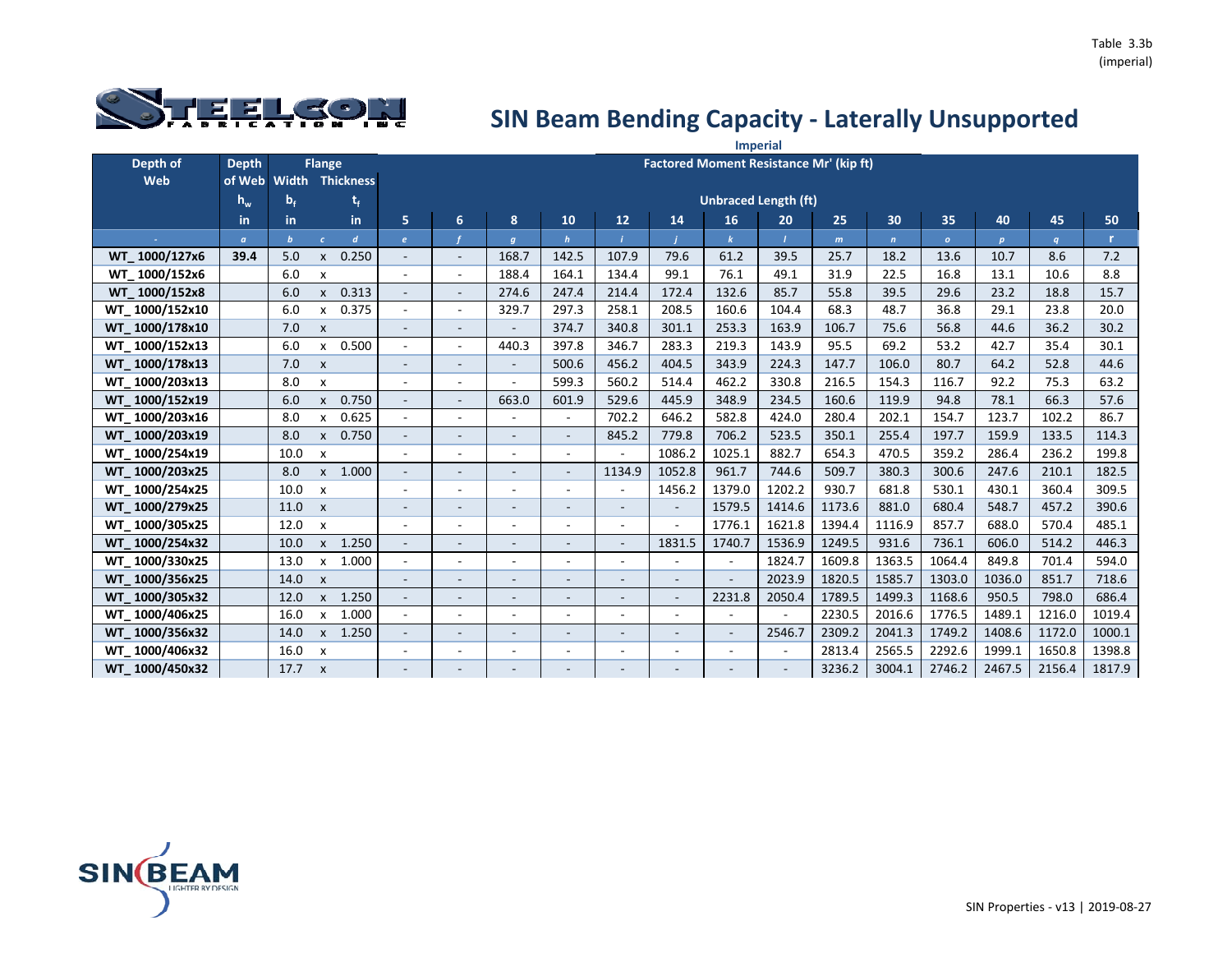Table 3.3b (imperial)

# SIN Beam Bending Capacity - Laterally Unsupported

Imperial

| Depth of Web | Depth of Web | Flange Width | | Flange Thickness | Factored Moment Resistance Mr' (kip ft) | | | | | | | | | | | | | |
|---|---|---|---|---|---|---|---|---|---|---|---|---|---|---|---|---|---|---|
| | $h_w$ | $b_f$ | | $t_f$ | Unbraced Length (ft) | | | | | | | | | | | | | |
| | in | in | | in | 5 | 6 | 8 | 10 | 12 | 14 | 16 | 20 | 25 | 30 | 35 | 40 | 45 | 50 |
| - | a | b | c | d | e | f | g | h | i | j | k | l | m | n | o | p | q | r |
| WT_ 1000/127x6 | 39.4 | 5.0 | x | 0.250 | - | - | 168.7 | 142.5 | 107.9 | 79.6 | 61.2 | 39.5 | 25.7 | 18.2 | 13.6 | 10.7 | 8.6 | 7.2 |
| WT_ 1000/152x6 | | 6.0 | x | | - | - | 188.4 | 164.1 | 134.4 | 99.1 | 76.1 | 49.1 | 31.9 | 22.5 | 16.8 | 13.1 | 10.6 | 8.8 |
| WT_ 1000/152x8 | | 6.0 | x | 0.313 | - | - | 274.6 | 247.4 | 214.4 | 172.4 | 132.6 | 85.7 | 55.8 | 39.5 | 29.6 | 23.2 | 18.8 | 15.7 |
| WT_ 1000/152x10 | | 6.0 | x | 0.375 | - | - | 329.7 | 297.3 | 258.1 | 208.5 | 160.6 | 104.4 | 68.3 | 48.7 | 36.8 | 29.1 | 23.8 | 20.0 |
| WT_ 1000/178x10 | | 7.0 | x | | - | - | - | 374.7 | 340.8 | 301.1 | 253.3 | 163.9 | 106.7 | 75.6 | 56.8 | 44.6 | 36.2 | 30.2 |
| WT_ 1000/152x13 | | 6.0 | x | 0.500 | - | - | 440.3 | 397.8 | 346.7 | 283.3 | 219.3 | 143.9 | 95.5 | 69.2 | 53.2 | 42.7 | 35.4 | 30.1 |
| WT_ 1000/178x13 | | 7.0 | x | | - | - | - | 500.6 | 456.2 | 404.5 | 343.9 | 224.3 | 147.7 | 106.0 | 80.7 | 64.2 | 52.8 | 44.6 |
| WT_ 1000/203x13 | | 8.0 | x | | - | - | - | 599.3 | 560.2 | 514.4 | 462.2 | 330.8 | 216.5 | 154.3 | 116.7 | 92.2 | 75.3 | 63.2 |
| WT_ 1000/152x19 | | 6.0 | x | 0.750 | - | - | 663.0 | 601.9 | 529.6 | 445.9 | 348.9 | 234.5 | 160.6 | 119.9 | 94.8 | 78.1 | 66.3 | 57.6 |
| WT_ 1000/203x16 | | 8.0 | x | 0.625 | - | - | - | - | 702.2 | 646.2 | 582.8 | 424.0 | 280.4 | 202.1 | 154.7 | 123.7 | 102.2 | 86.7 |
| WT_ 1000/203x19 | | 8.0 | x | 0.750 | - | - | - | - | 845.2 | 779.8 | 706.2 | 523.5 | 350.1 | 255.4 | 197.7 | 159.9 | 133.5 | 114.3 |
| WT_ 1000/254x19 | | 10.0 | x | | - | - | - | - | - | 1086.2 | 1025.1 | 882.7 | 654.3 | 470.5 | 359.2 | 286.4 | 236.2 | 199.8 |
| WT_ 1000/203x25 | | 8.0 | x | 1.000 | - | - | - | - | 1134.9 | 1052.8 | 961.7 | 744.6 | 509.7 | 380.3 | 300.6 | 247.6 | 210.1 | 182.5 |
| WT_ 1000/254x25 | | 10.0 | x | | - | - | - | - | - | 1456.2 | 1379.0 | 1202.2 | 930.7 | 681.8 | 530.1 | 430.1 | 360.4 | 309.5 |
| WT_ 1000/279x25 | | 11.0 | x | | - | - | - | - | - | - | 1579.5 | 1414.6 | 1173.6 | 881.0 | 680.4 | 548.7 | 457.2 | 390.6 |
| WT_ 1000/305x25 | | 12.0 | x | | - | - | - | - | - | - | 1776.1 | 1621.8 | 1394.4 | 1116.9 | 857.7 | 688.0 | 570.4 | 485.1 |
| WT_ 1000/254x32 | | 10.0 | x | 1.250 | - | - | - | - | - | 1831.5 | 1740.7 | 1536.9 | 1249.5 | 931.6 | 736.1 | 606.0 | 514.2 | 446.3 |
| WT_ 1000/330x25 | | 13.0 | x | 1.000 | - | - | - | - | - | - | - | 1824.7 | 1609.8 | 1363.5 | 1064.4 | 849.8 | 701.4 | 594.0 |
| WT_ 1000/356x25 | | 14.0 | x | | - | - | - | - | - | - | - | 2023.9 | 1820.5 | 1585.7 | 1303.0 | 1036.0 | 851.7 | 718.6 |
| WT_ 1000/305x32 | | 12.0 | x | 1.250 | - | - | - | - | - | - | 2231.8 | 2050.4 | 1789.5 | 1499.3 | 1168.6 | 950.5 | 798.0 | 686.4 |
| WT_ 1000/406x25 | | 16.0 | x | 1.000 | - | - | - | - | - | - | - | - | 2230.5 | 2016.6 | 1776.5 | 1489.1 | 1216.0 | 1019.4 |
| WT_ 1000/356x32 | | 14.0 | x | 1.250 | - | - | - | - | - | - | - | 2546.7 | 2309.2 | 2041.3 | 1749.2 | 1408.6 | 1172.0 | 1000.1 |
| WT_ 1000/406x32 | | 16.0 | x | | - | - | - | - | - | - | - | - | 2813.4 | 2565.5 | 2292.6 | 1999.1 | 1650.8 | 1398.8 |
| WT_ 1000/450x32 | | 17.7 | x | | - | - | - | - | - | - | - | - | 3236.2 | 3004.1 | 2746.2 | 2467.5 | 2156.4 | 1817.9 |

SIN Properties - v13 | 2019-08-27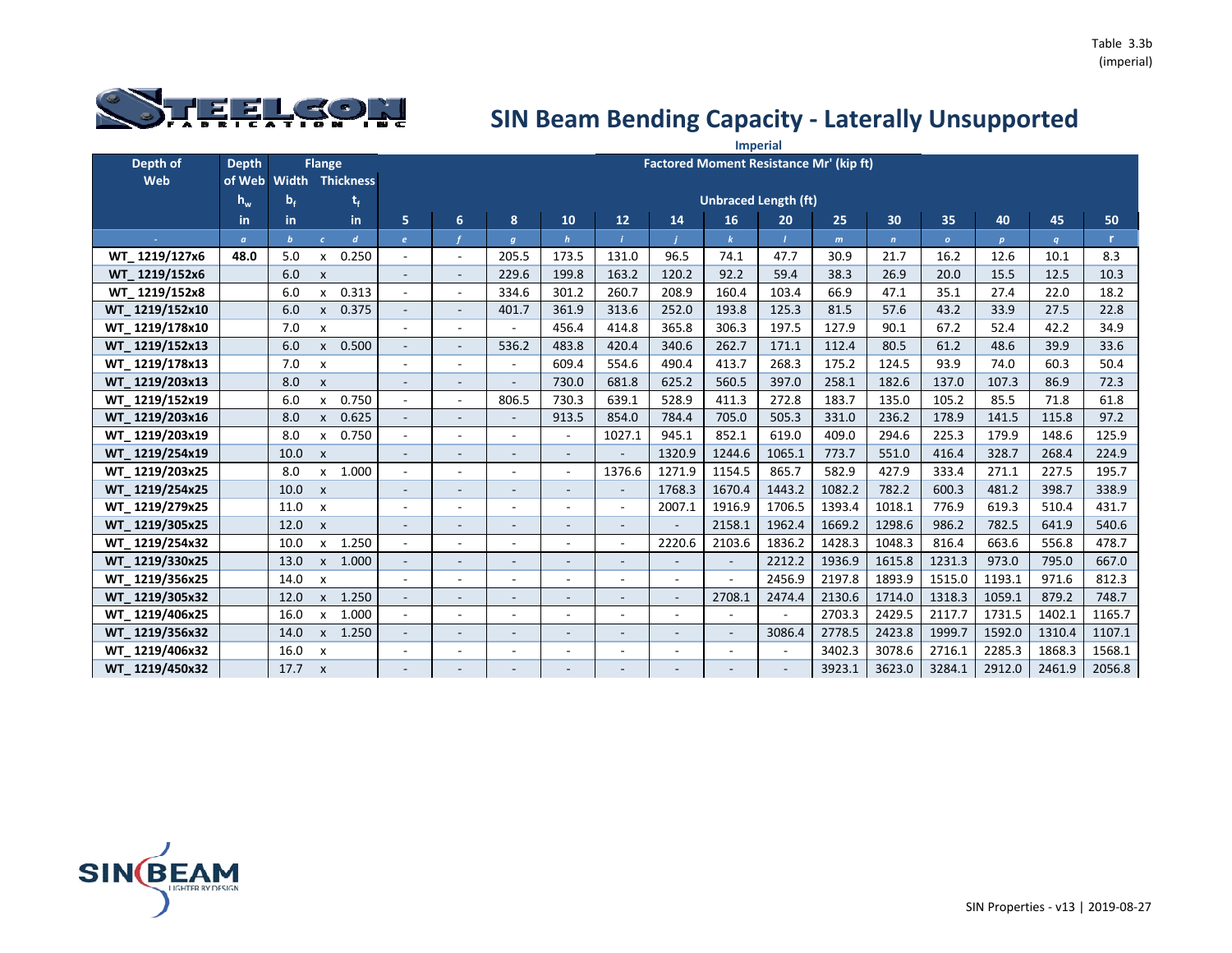Table 3.3b
(imperial)

# SIN Beam Bending Capacity - Laterally Unsupported

| Depth of Web | Depth of Web | Flange Width | | Flange Thickness | Imperial Factored Moment Resistance Mr' (kip ft) | | | | | | | | | | | | | |
|---|---|---|---|---|---|---|---|---|---|---|---|---|---|---|---|---|---|---|
| | $h_w$ | $b_f$ | | $t_f$ | Unbraced Length (ft) | | | | | | | | | | | | | |
| | in | in | | in | 5 | 6 | 8 | 10 | 12 | 14 | 16 | 20 | 25 | 30 | 35 | 40 | 45 | 50 |
| - | a | b | c | d | e | f | g | h | i | j | k | l | m | n | o | p | q | r |
| WT_1219/127x6 | 48.0 | 5.0 | x | 0.250 | - | - | 205.5 | 173.5 | 131.0 | 96.5 | 74.1 | 47.7 | 30.9 | 21.7 | 16.2 | 12.6 | 10.1 | 8.3 |
| WT_1219/152x6 | | 6.0 | x | | - | - | 229.6 | 199.8 | 163.2 | 120.2 | 92.2 | 59.4 | 38.3 | 26.9 | 20.0 | 15.5 | 12.5 | 10.3 |
| WT_1219/152x8 | | 6.0 | x | 0.313 | - | - | 334.6 | 301.2 | 260.7 | 208.9 | 160.4 | 103.4 | 66.9 | 47.1 | 35.1 | 27.4 | 22.0 | 18.2 |
| WT_1219/152x10 | | 6.0 | x | 0.375 | - | - | 401.7 | 361.9 | 313.6 | 252.0 | 193.8 | 125.3 | 81.5 | 57.6 | 43.2 | 33.9 | 27.5 | 22.8 |
| WT_1219/178x10 | | 7.0 | x | | - | - | - | 456.4 | 414.8 | 365.8 | 306.3 | 197.5 | 127.9 | 90.1 | 67.2 | 52.4 | 42.2 | 34.9 |
| WT_1219/152x13 | | 6.0 | x | 0.500 | - | - | 536.2 | 483.8 | 420.4 | 340.6 | 262.7 | 171.1 | 112.4 | 80.5 | 61.2 | 48.6 | 39.9 | 33.6 |
| WT_1219/178x13 | | 7.0 | x | | - | - | - | 609.4 | 554.6 | 490.4 | 413.7 | 268.3 | 175.2 | 124.5 | 93.9 | 74.0 | 60.3 | 50.4 |
| WT_1219/203x13 | | 8.0 | x | | - | - | - | 730.0 | 681.8 | 625.2 | 560.5 | 397.0 | 258.1 | 182.6 | 137.0 | 107.3 | 86.9 | 72.3 |
| WT_1219/152x19 | | 6.0 | x | 0.750 | - | - | 806.5 | 730.3 | 639.1 | 528.9 | 411.3 | 272.8 | 183.7 | 135.0 | 105.2 | 85.5 | 71.8 | 61.8 |
| WT_1219/203x16 | | 8.0 | x | 0.625 | - | - | - | 913.5 | 854.0 | 784.4 | 705.0 | 505.3 | 331.0 | 236.2 | 178.9 | 141.5 | 115.8 | 97.2 |
| WT_1219/203x19 | | 8.0 | x | 0.750 | - | - | - | - | 1027.1 | 945.1 | 852.1 | 619.0 | 409.0 | 294.6 | 225.3 | 179.9 | 148.6 | 125.9 |
| WT_1219/254x19 | | 10.0 | x | | - | - | - | - | - | 1320.9 | 1244.6 | 1065.1 | 773.7 | 551.0 | 416.4 | 328.7 | 268.4 | 224.9 |
| WT_1219/203x25 | | 8.0 | x | 1.000 | - | - | - | - | 1376.6 | 1271.9 | 1154.5 | 865.7 | 582.9 | 427.9 | 333.4 | 271.1 | 227.5 | 195.7 |
| WT_1219/254x25 | | 10.0 | x | | - | - | - | - | - | 1768.3 | 1670.4 | 1443.2 | 1082.2 | 782.2 | 600.3 | 481.2 | 398.7 | 338.9 |
| WT_1219/279x25 | | 11.0 | x | | - | - | - | - | - | 2007.1 | 1916.9 | 1706.5 | 1393.4 | 1018.1 | 776.9 | 619.3 | 510.4 | 431.7 |
| WT_1219/305x25 | | 12.0 | x | | - | - | - | - | - | - | 2158.1 | 1962.4 | 1669.2 | 1298.6 | 986.2 | 782.5 | 641.9 | 540.6 |
| WT_1219/254x32 | | 10.0 | x | 1.250 | - | - | - | - | - | 2220.6 | 2103.6 | 1836.2 | 1428.3 | 1048.3 | 816.4 | 663.6 | 556.8 | 478.7 |
| WT_1219/330x25 | | 13.0 | x | 1.000 | - | - | - | - | - | - | - | 2212.2 | 1936.9 | 1615.8 | 1231.3 | 973.0 | 795.0 | 667.0 |
| WT_1219/356x25 | | 14.0 | x | | - | - | - | - | - | - | - | 2456.9 | 2197.8 | 1893.9 | 1515.0 | 1193.1 | 971.6 | 812.3 |
| WT_1219/305x32 | | 12.0 | x | 1.250 | - | - | - | - | - | - | 2708.1 | 2474.4 | 2130.6 | 1714.0 | 1318.3 | 1059.1 | 879.2 | 748.7 |
| WT_1219/406x25 | | 16.0 | x | 1.000 | - | - | - | - | - | - | - | - | 2703.3 | 2429.5 | 2117.7 | 1731.5 | 1402.1 | 1165.7 |
| WT_1219/356x32 | | 14.0 | x | 1.250 | - | - | - | - | - | - | - | 3086.4 | 2778.5 | 2423.8 | 1999.7 | 1592.0 | 1310.4 | 1107.1 |
| WT_1219/406x32 | | 16.0 | x | | - | - | - | - | - | - | - | - | 3402.3 | 3078.6 | 2716.1 | 2285.3 | 1868.3 | 1568.1 |
| WT_1219/450x32 | | 17.7 | x | | - | - | - | - | - | - | - | - | 3923.1 | 3623.0 | 3284.1 | 2912.0 | 2461.9 | 2056.8 |

SIN Properties - v13 | 2019-08-27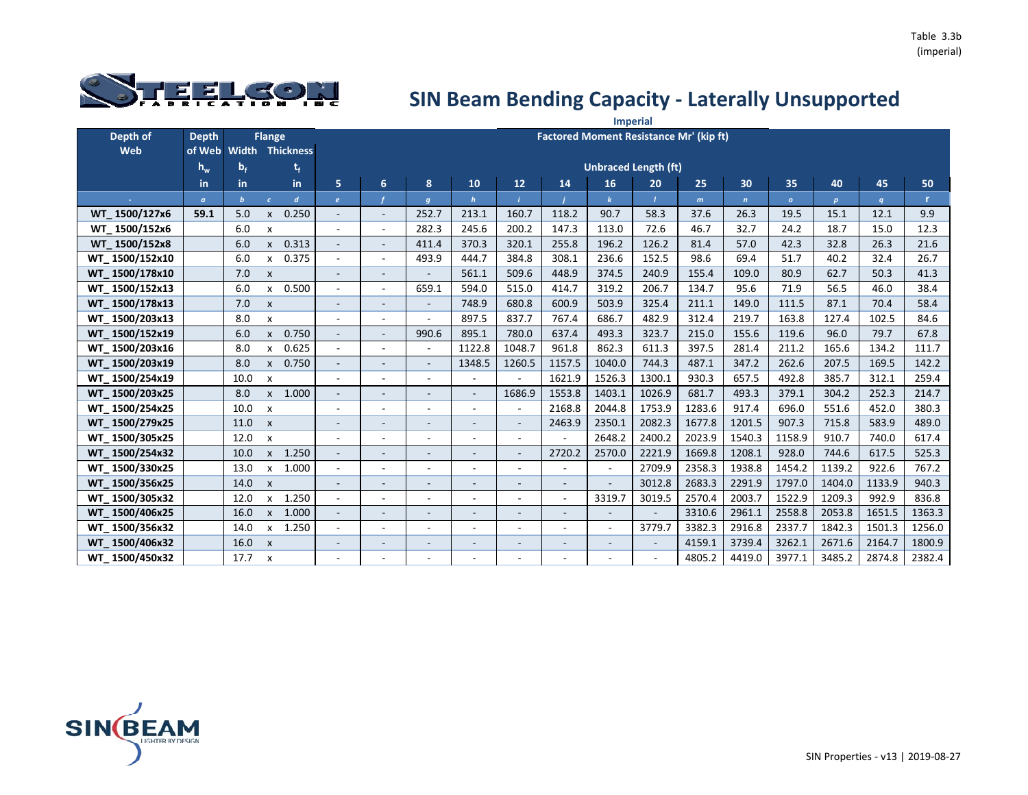Table 3.3b
(imperial)

# SIN Beam Bending Capacity - Laterally Unsupported

Imperial

| Depth of Web | Depth of Web | Flange Width | | Flange Thickness | Factored Moment Resistance Mr' (kip ft) | | | | | | | | | | | | | |
|---|---|---|---|---|---|---|---|---|---|---|---|---|---|---|---|---|---|---|
| | | | | | Unbraced Length (ft) | | | | | | | | | | | | | |
| | $h_w$ | $b_f$ | | $t_f$ | | | | | | | | | | | | | | |
| | in | in | | in | 5 | 6 | 8 | 10 | 12 | 14 | 16 | 20 | 25 | 30 | 35 | 40 | 45 | 50 |
| - | *a* | *b* | *c* | *d* | *e* | *f* | *g* | *h* | *i* | *j* | *k* | *l* | *m* | *n* | *o* | *p* | *q* | *r* |
| WT_ 1500/127x6 | 59.1 | 5.0 | x | 0.250 | - | - | 252.7 | 213.1 | 160.7 | 118.2 | 90.7 | 58.3 | 37.6 | 26.3 | 19.5 | 15.1 | 12.1 | 9.9 |
| WT_ 1500/152x6 | | 6.0 | x | | - | - | 282.3 | 245.6 | 200.2 | 147.3 | 113.0 | 72.6 | 46.7 | 32.7 | 24.2 | 18.7 | 15.0 | 12.3 |
| WT_ 1500/152x8 | | 6.0 | x | 0.313 | - | - | 411.4 | 370.3 | 320.1 | 255.8 | 196.2 | 126.2 | 81.4 | 57.0 | 42.3 | 32.8 | 26.3 | 21.6 |
| WT_ 1500/152x10 | | 6.0 | x | 0.375 | - | - | 493.9 | 444.7 | 384.8 | 308.1 | 236.6 | 152.5 | 98.6 | 69.4 | 51.7 | 40.2 | 32.4 | 26.7 |
| WT_ 1500/178x10 | | 7.0 | x | | - | - | - | 561.1 | 509.6 | 448.9 | 374.5 | 240.9 | 155.4 | 109.0 | 80.9 | 62.7 | 50.3 | 41.3 |
| WT_ 1500/152x13 | | 6.0 | x | 0.500 | - | - | 659.1 | 594.0 | 515.0 | 414.7 | 319.2 | 206.7 | 134.7 | 95.6 | 71.9 | 56.5 | 46.0 | 38.4 |
| WT_ 1500/178x13 | | 7.0 | x | | - | - | - | 748.9 | 680.8 | 600.9 | 503.9 | 325.4 | 211.1 | 149.0 | 111.5 | 87.1 | 70.4 | 58.4 |
| WT_ 1500/203x13 | | 8.0 | x | | - | - | - | 897.5 | 837.7 | 767.4 | 686.7 | 482.9 | 312.4 | 219.7 | 163.8 | 127.4 | 102.5 | 84.6 |
| WT_ 1500/152x19 | | 6.0 | x | 0.750 | - | - | 990.6 | 895.1 | 780.0 | 637.4 | 493.3 | 323.7 | 215.0 | 155.6 | 119.6 | 96.0 | 79.7 | 67.8 |
| WT_ 1500/203x16 | | 8.0 | x | 0.625 | - | - | - | 1122.8 | 1048.7 | 961.8 | 862.3 | 611.3 | 397.5 | 281.4 | 211.2 | 165.6 | 134.2 | 111.7 |
| WT_ 1500/203x19 | | 8.0 | x | 0.750 | - | - | - | 1348.5 | 1260.5 | 1157.5 | 1040.0 | 744.3 | 487.1 | 347.2 | 262.6 | 207.5 | 169.5 | 142.2 |
| WT_ 1500/254x19 | | 10.0 | x | | - | - | - | - | - | 1621.9 | 1526.3 | 1300.1 | 930.3 | 657.5 | 492.8 | 385.7 | 312.1 | 259.4 |
| WT_ 1500/203x25 | | 8.0 | x | 1.000 | - | - | - | - | 1686.9 | 1553.8 | 1403.1 | 1026.9 | 681.7 | 493.3 | 379.1 | 304.2 | 252.3 | 214.7 |
| WT_ 1500/254x25 | | 10.0 | x | | - | - | - | - | - | 2168.8 | 2044.8 | 1753.9 | 1283.6 | 917.4 | 696.0 | 551.6 | 452.0 | 380.3 |
| WT_ 1500/279x25 | | 11.0 | x | | - | - | - | - | - | 2463.9 | 2350.1 | 2082.3 | 1677.8 | 1201.5 | 907.3 | 715.8 | 583.9 | 489.0 |
| WT_ 1500/305x25 | | 12.0 | x | | - | - | - | - | - | - | 2648.2 | 2400.2 | 2023.9 | 1540.3 | 1158.9 | 910.7 | 740.0 | 617.4 |
| WT_ 1500/254x32 | | 10.0 | x | 1.250 | - | - | - | - | - | 2720.2 | 2570.0 | 2221.9 | 1669.8 | 1208.1 | 928.0 | 744.6 | 617.5 | 525.3 |
| WT_ 1500/330x25 | | 13.0 | x | 1.000 | - | - | - | - | - | - | - | 2709.9 | 2358.3 | 1938.8 | 1454.2 | 1139.2 | 922.6 | 767.2 |
| WT_ 1500/356x25 | | 14.0 | x | | - | - | - | - | - | - | - | 3012.8 | 2683.3 | 2291.9 | 1797.0 | 1404.0 | 1133.9 | 940.3 |
| WT_ 1500/305x32 | | 12.0 | x | 1.250 | - | - | - | - | - | - | 3319.7 | 3019.5 | 2570.4 | 2003.7 | 1522.9 | 1209.3 | 992.9 | 836.8 |
| WT_ 1500/406x25 | | 16.0 | x | 1.000 | - | - | - | - | - | - | - | - | 3310.6 | 2961.1 | 2558.8 | 2053.8 | 1651.5 | 1363.3 |
| WT_ 1500/356x32 | | 14.0 | x | 1.250 | - | - | - | - | - | - | - | 3779.7 | 3382.3 | 2916.8 | 2337.7 | 1842.3 | 1501.3 | 1256.0 |
| WT_ 1500/406x32 | | 16.0 | x | | - | - | - | - | - | - | - | - | 4159.1 | 3739.4 | 3262.1 | 2671.6 | 2164.7 | 1800.9 |
| WT_ 1500/450x32 | | 17.7 | x | | - | - | - | - | - | - | - | - | 4805.2 | 4419.0 | 3977.1 | 3485.2 | 2874.8 | 2382.4 |

SIN Properties - v13 | 2019-08-27